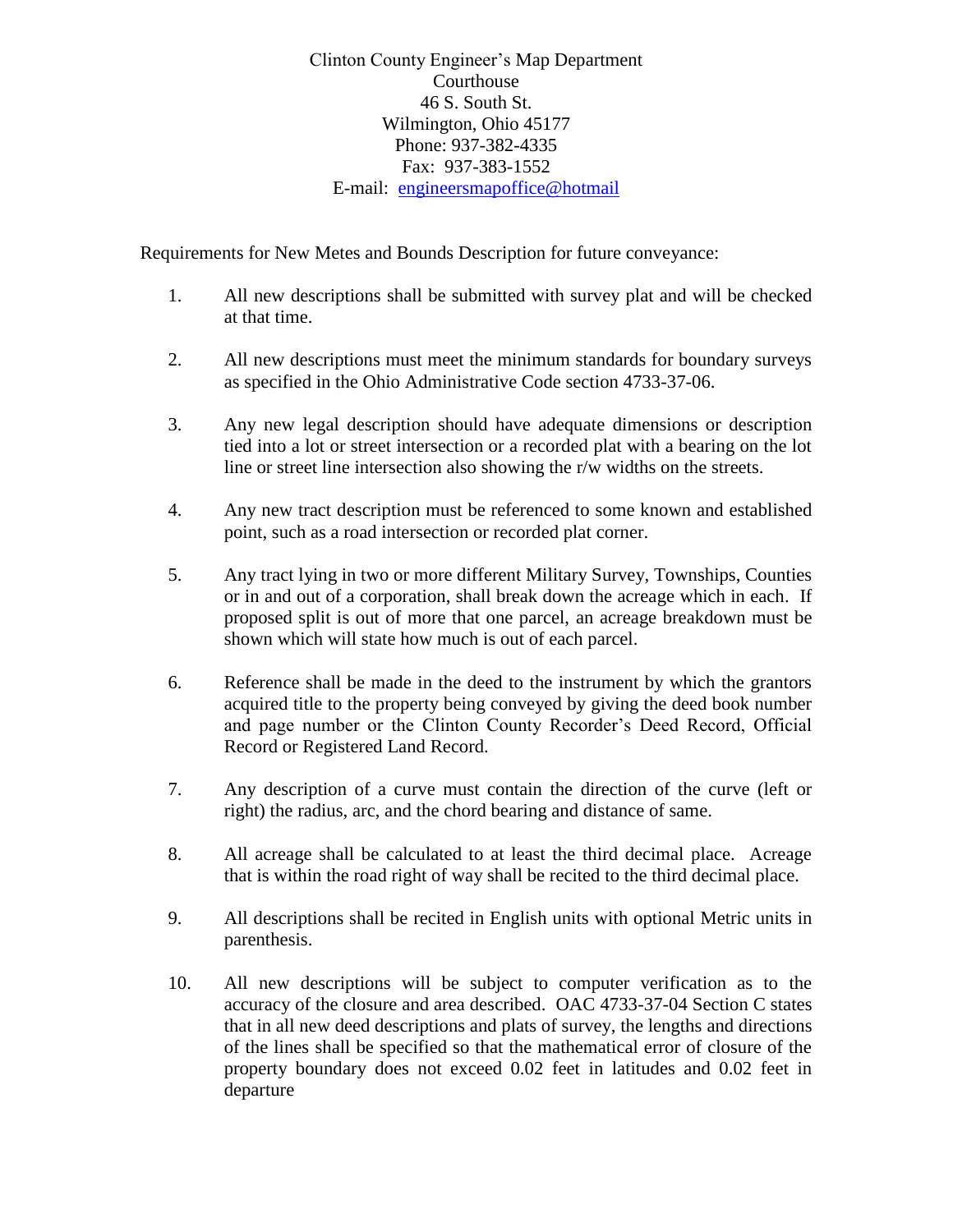Clinton County Engineer's Map Department
Courthouse
46 S. South St.
Wilmington, Ohio 45177
Phone: 937-382-4335
Fax: 937-383-1552
E-mail: engineersmapoffice@hotmail

Requirements for New Metes and Bounds Description for future conveyance:

1. All new descriptions shall be submitted with survey plat and will be checked at that time.

2. All new descriptions must meet the minimum standards for boundary surveys as specified in the Ohio Administrative Code section 4733-37-06.

3. Any new legal description should have adequate dimensions or description tied into a lot or street intersection or a recorded plat with a bearing on the lot line or street line intersection also showing the r/w widths on the streets.

4. Any new tract description must be referenced to some known and established point, such as a road intersection or recorded plat corner.

5. Any tract lying in two or more different Military Survey, Townships, Counties or in and out of a corporation, shall break down the acreage which in each. If proposed split is out of more that one parcel, an acreage breakdown must be shown which will state how much is out of each parcel.

6. Reference shall be made in the deed to the instrument by which the grantors acquired title to the property being conveyed by giving the deed book number and page number or the Clinton County Recorder's Deed Record, Official Record or Registered Land Record.

7. Any description of a curve must contain the direction of the curve (left or right) the radius, arc, and the chord bearing and distance of same.

8. All acreage shall be calculated to at least the third decimal place. Acreage that is within the road right of way shall be recited to the third decimal place.

9. All descriptions shall be recited in English units with optional Metric units in parenthesis.

10. All new descriptions will be subject to computer verification as to the accuracy of the closure and area described. OAC 4733-37-04 Section C states that in all new deed descriptions and plats of survey, the lengths and directions of the lines shall be specified so that the mathematical error of closure of the property boundary does not exceed 0.02 feet in latitudes and 0.02 feet in departure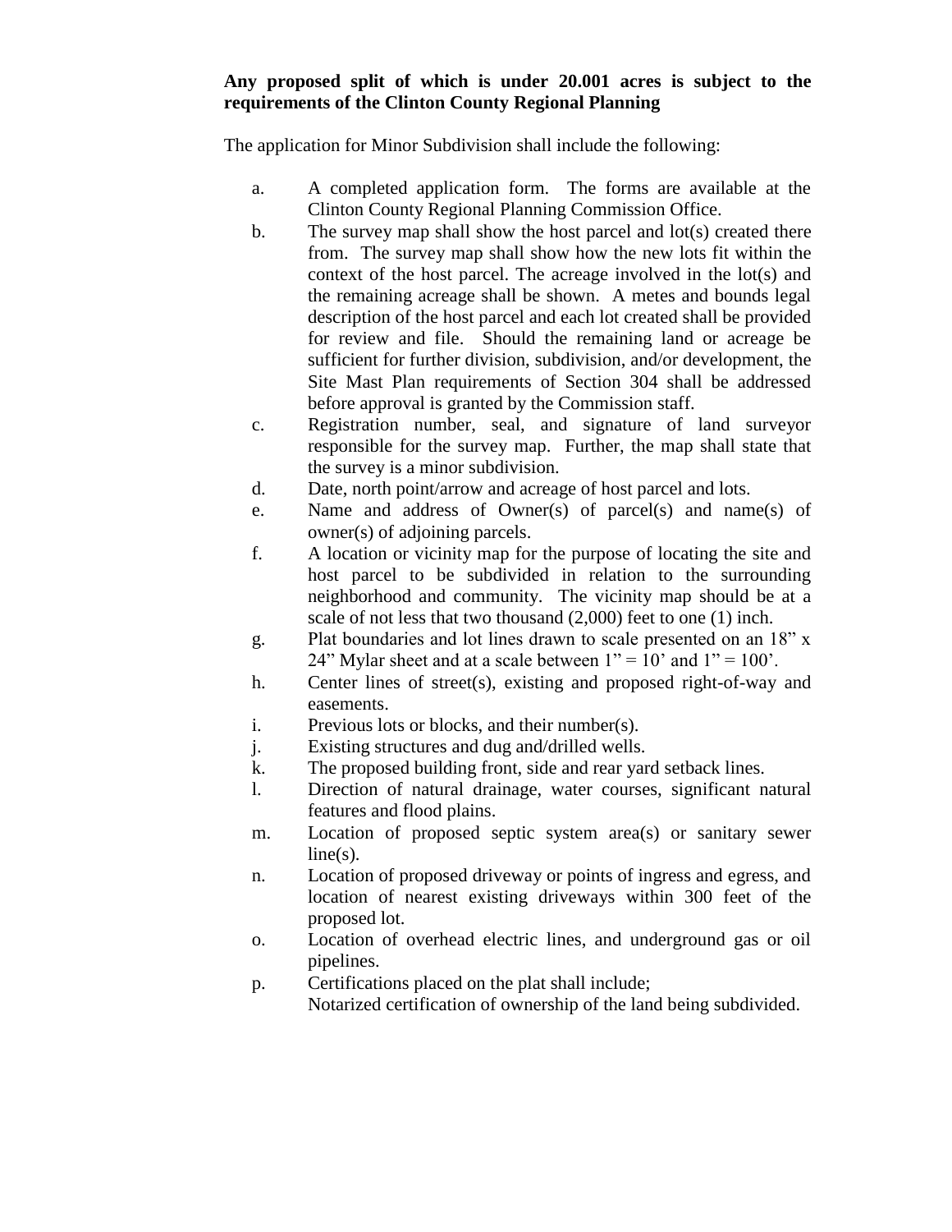**Any proposed split of which is under 20.001 acres is subject to the requirements of the Clinton County Regional Planning**

The application for Minor Subdivision shall include the following:

a. A completed application form. The forms are available at the Clinton County Regional Planning Commission Office.

b. The survey map shall show the host parcel and lot(s) created there from. The survey map shall show how the new lots fit within the context of the host parcel. The acreage involved in the lot(s) and the remaining acreage shall be shown. A metes and bounds legal description of the host parcel and each lot created shall be provided for review and file. Should the remaining land or acreage be sufficient for further division, subdivision, and/or development, the Site Mast Plan requirements of Section 304 shall be addressed before approval is granted by the Commission staff.

c. Registration number, seal, and signature of land surveyor responsible for the survey map. Further, the map shall state that the survey is a minor subdivision.

d. Date, north point/arrow and acreage of host parcel and lots.

e. Name and address of Owner(s) of parcel(s) and name(s) of owner(s) of adjoining parcels.

f. A location or vicinity map for the purpose of locating the site and host parcel to be subdivided in relation to the surrounding neighborhood and community. The vicinity map should be at a scale of not less that two thousand (2,000) feet to one (1) inch.

g. Plat boundaries and lot lines drawn to scale presented on an 18" x 24" Mylar sheet and at a scale between 1" = 10' and 1" = 100'.

h. Center lines of street(s), existing and proposed right-of-way and easements.

i. Previous lots or blocks, and their number(s).

j. Existing structures and dug and/drilled wells.

k. The proposed building front, side and rear yard setback lines.

l. Direction of natural drainage, water courses, significant natural features and flood plains.

m. Location of proposed septic system area(s) or sanitary sewer line(s).

n. Location of proposed driveway or points of ingress and egress, and location of nearest existing driveways within 300 feet of the proposed lot.

o. Location of overhead electric lines, and underground gas or oil pipelines.

p. Certifications placed on the plat shall include;
Notarized certification of ownership of the land being subdivided.